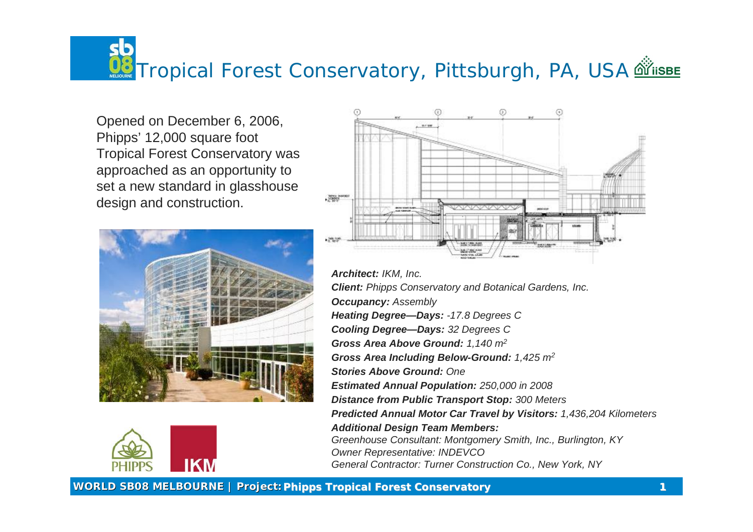# Tropical Forest Conservatory, Pittsburgh, PA, USA

Opened on December 6, 2006, Phipps' 12,000 square foot Tropical Forest Conservatory was approached as an opportunity to set a new standard in glasshouse design and construction.

***Architect:*** *IKM, Inc.*
***Client:*** *Phipps Conservatory and Botanical Gardens, Inc.*
***Occupancy:*** *Assembly*
***Heating Degree—Days:*** *-17.8 Degrees C*
***Cooling Degree—Days:*** *32 Degrees C*
***Gross Area Above Ground:*** *1,140 $m^2$*
***Gross Area Including Below-Ground:*** *1,425 $m^2$*
***Stories Above Ground:*** *One*
***Estimated Annual Population:*** *250,000 in 2008*
***Distance from Public Transport Stop:*** *300 Meters*
***Predicted Annual Motor Car Travel by Visitors:*** *1,436,204 Kilometers*
***Additional Design Team Members:***
*Greenhouse Consultant: Montgomery Smith, Inc., Burlington, KY*
*Owner Representative: INDEVCO*
*General Contractor: Turner Construction Co., New York, NY*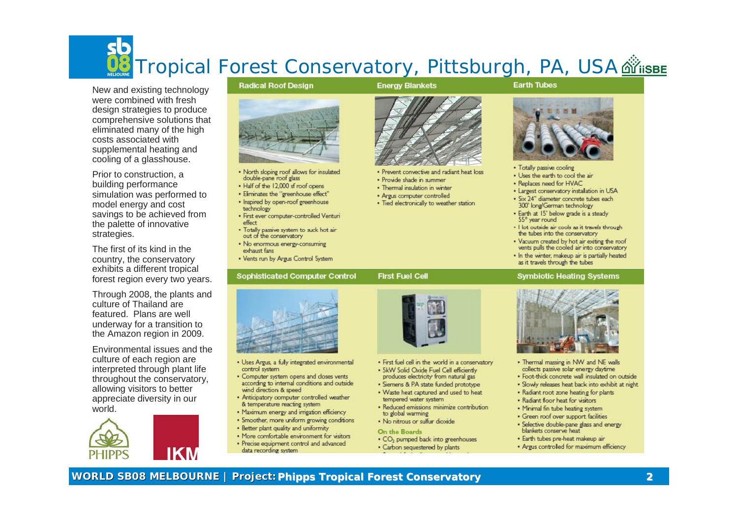# Tropical Forest Conservatory, Pittsburgh, PA, USA

New and existing technology were combined with fresh design strategies to produce comprehensive solutions that eliminated many of the high costs associated with supplemental heating and cooling of a glasshouse.

Prior to construction, a building performance simulation was performed to model energy and cost savings to be achieved from the palette of innovative strategies.

The first of its kind in the country, the conservatory exhibits a different tropical forest region every two years.

Through 2008, the plants and culture of Thailand are featured. Plans are well underway for a transition to the Amazon region in 2009.

Environmental issues and the culture of each region are interpreted through plant life throughout the conservatory, allowing visitors to better appreciate diversity in our world.

## Radical Roof Design

- North sloping roof allows for insulated double-pane roof glass
- Half of the 12,000 sf roof opens
- Eliminates the "greenhouse effect"
- Inspired by open-roof greenhouse technology
- First ever computer-controlled Venturi effect
- Totally passive system to suck hot air out of the conservatory
- No enormous energy-consuming exhaust fans
- Vents run by Argus Control System

## Energy Blankets

- Prevent convective and radiant heat loss
- Provide shade in summer
- Thermal insulation in winter
- Argus computer controlled
- Tied electronically to weather station

## Earth Tubes

- Totally passive cooling
- Uses the earth to cool the air
- Replaces need for HVAC
- Largest conservatory installation in USA
- Six 24" diameter concrete tubes each 300' long/German technology
- Earth at 15' below grade is a steady 55° year round
- Hot outside air cools as it travels through the tubes into the conservatory
- Vacuum created by hot air exiting the roof vents pulls the cooled air into conservatory
- In the winter, makeup air is partially heated as it travels through the tubes

## Sophisticated Computer Control

- Uses Argus, a fully integrated environmental control system
- Computer system opens and closes vents according to internal conditions and outside wind direction & speed
- Anticipatory computer controlled weather & temperature reacting system
- Maximum energy and irrigation efficiency
- Smoother, more uniform growing conditions
- Better plant quality and uniformity
- More comfortable environment for visitors
- Precise equipment control and advanced data recording system

## First Fuel Cell

- First fuel cell in the world in a conservatory
- 5kW Solid Oxide Fuel Cell efficiently produces electricity from natural gas
- Siemens & PA state funded prototype
- Waste heat captured and used to heat tempered water system
- Reduced emissions minimize contribution to global warming
- No nitrous or sulfur dioxide

**On the Boards**

- $CO_2$ pumped back into greenhouses
- Carbon sequestered by plants

## Symbiotic Heating Systems

- Thermal massing in NW and NE walls collects passive solar energy daytime
- Foot-thick concrete wall insulated on outside
- Slowly releases heat back into exhibit at night
- Radiant root zone heating for plants
- Radiant floor heat for visitors
- Minimal fin tube heating system
- Green roof over support facilities
- Selective double-pane glass and energy blankets conserve heat
- Earth tubes pre-heat makeup air
- Argus controlled for maximum efficiency

PHIPPS

IKM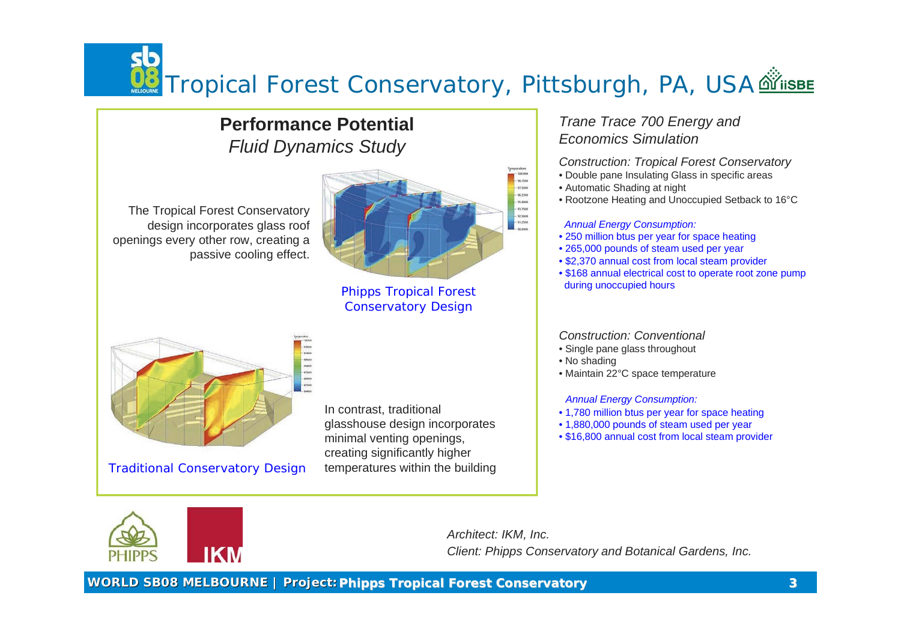# Tropical Forest Conservatory, Pittsburgh, PA, USA

## Performance Potential

*Fluid Dynamics Study*

The Tropical Forest Conservatory design incorporates glass roof openings every other row, creating a passive cooling effect.

Phipps Tropical Forest Conservatory Design

Traditional Conservatory Design

In contrast, traditional glasshouse design incorporates minimal venting openings, creating significantly higher temperatures within the building

*Trane Trace 700 Energy and Economics Simulation*

*Construction: Tropical Forest Conservatory*

- Double pane Insulating Glass in specific areas
- Automatic Shading at night
- Rootzone Heating and Unoccupied Setback to 16°C

*Annual Energy Consumption:*

- 250 million btus per year for space heating
- 265,000 pounds of steam used per year
- $2,370 annual cost from local steam provider
- $168 annual electrical cost to operate root zone pump during unoccupied hours

*Construction: Conventional*

- Single pane glass throughout
- No shading
- Maintain 22°C space temperature

*Annual Energy Consumption:*

- 1,780 million btus per year for space heating
- 1,880,000 pounds of steam used per year
- $16,800 annual cost from local steam provider

*Architect: IKM, Inc.*
*Client: Phipps Conservatory and Botanical Gardens, Inc.*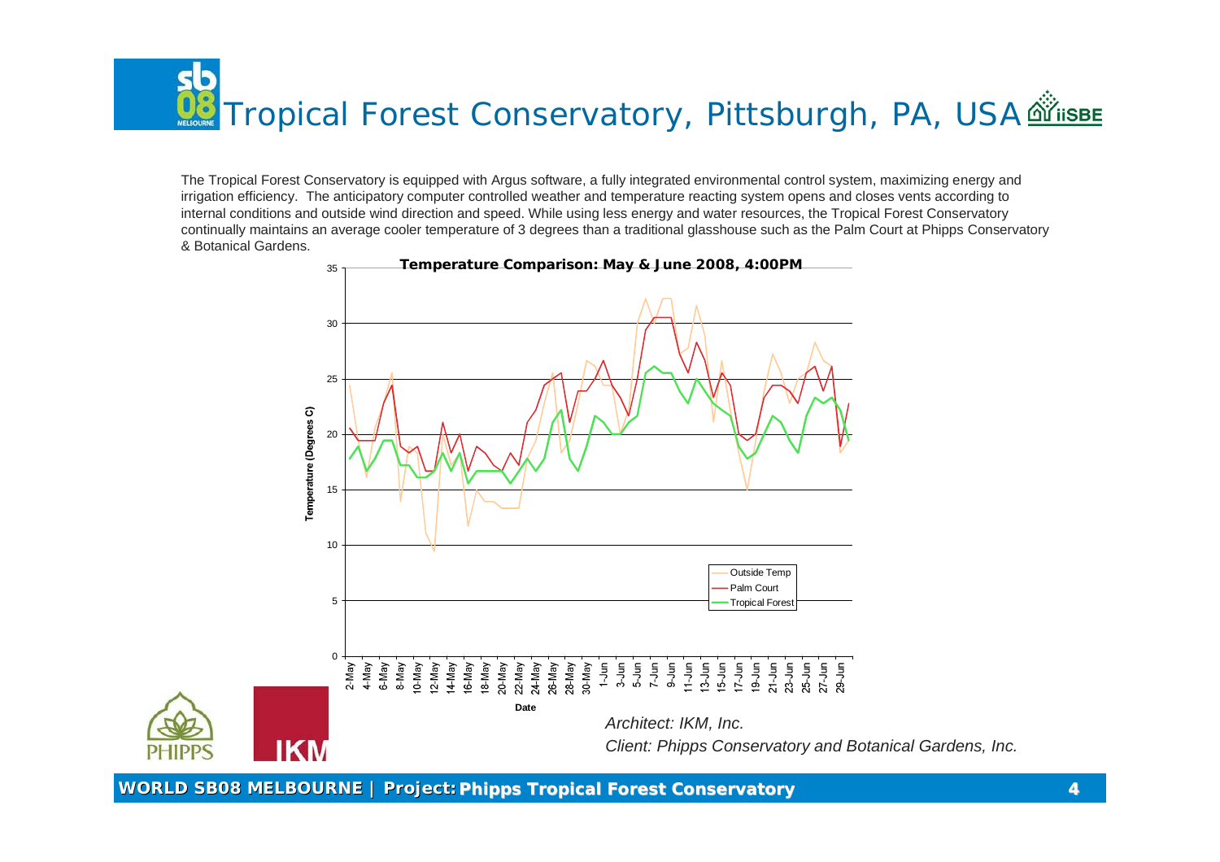# Tropical Forest Conservatory, Pittsburgh, PA, USA

The Tropical Forest Conservatory is equipped with Argus software, a fully integrated environmental control system, maximizing energy and irrigation efficiency. The anticipatory computer controlled weather and temperature reacting system opens and closes vents according to internal conditions and outside wind direction and speed. While using less energy and water resources, the Tropical Forest Conservatory continually maintains an average cooler temperature of 3 degrees than a traditional glasshouse such as the Palm Court at Phipps Conservatory & Botanical Gardens.

Temperature Comparison: May & June 2008, 4:00PM

Temperature (Degrees C)

0
5
10
15
20
25
30
35

Date

2-May
4-May
6-May
8-May
10-May
12-May
14-May
16-May
18-May
20-May
22-May
24-May
26-May
28-May
30-May
1-Jun
3-Jun
5-Jun
7-Jun
9-Jun
11-Jun
13-Jun
15-Jun
17-Jun
19-Jun
21-Jun
23-Jun
25-Jun
27-Jun
29-Jun

Outside Temp
Palm Court
Tropical Forest

PHIPPS

IKM

*Architect: IKM, Inc.*

*Client: Phipps Conservatory and Botanical Gardens, Inc.*

**WORLD SB08 MELBOURNE | Project: Phipps Tropical Forest Conservatory**